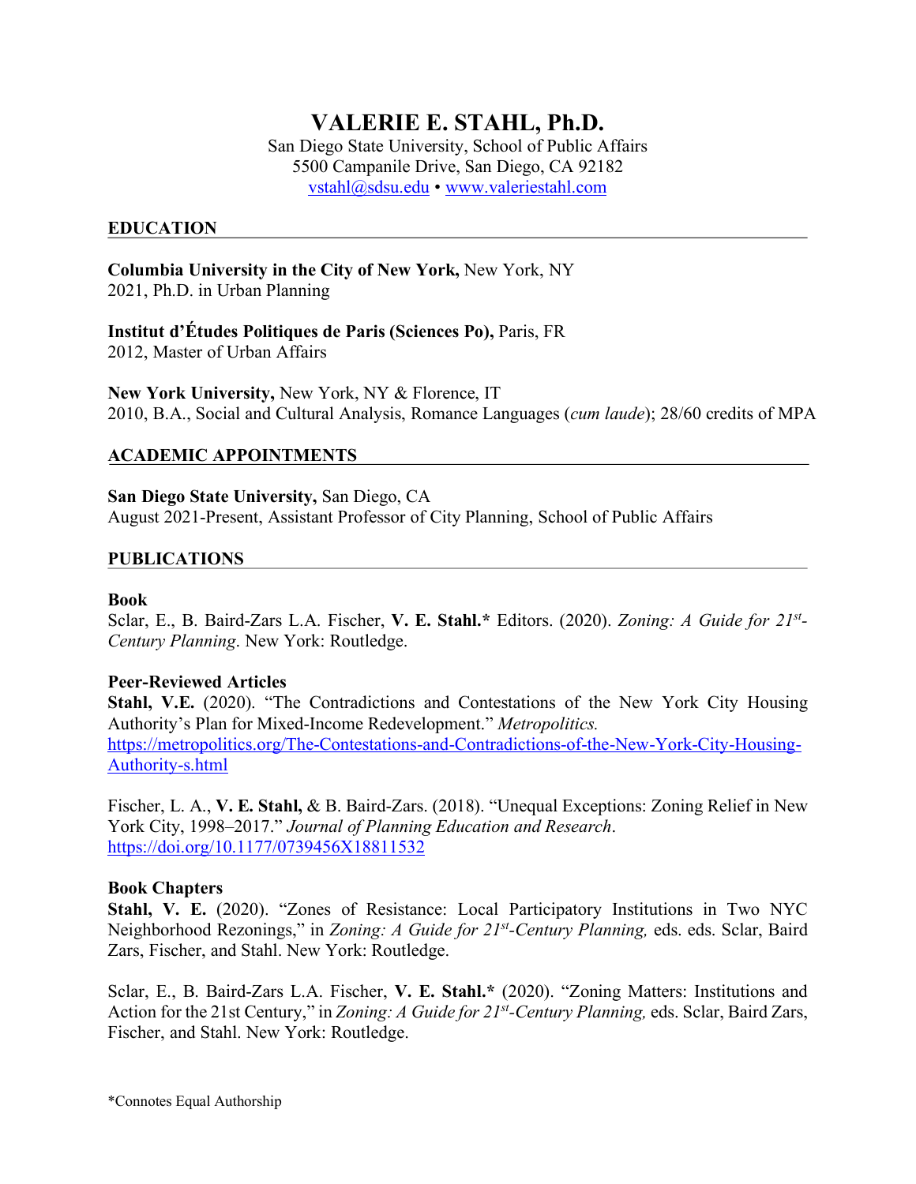# VALERIE E. STAHL, Ph.D.

San Diego State University, School of Public Affairs
5500 Campanile Drive, San Diego, CA 92182
vstahl@sdsu.edu • www.valeriestahl.com

## EDUCATION

**Columbia University in the City of New York,** New York, NY
2021, Ph.D. in Urban Planning

**Institut d'Études Politiques de Paris (Sciences Po),** Paris, FR
2012, Master of Urban Affairs

**New York University,** New York, NY & Florence, IT
2010, B.A., Social and Cultural Analysis, Romance Languages (*cum laude*); 28/60 credits of MPA

## ACADEMIC APPOINTMENTS

**San Diego State University,** San Diego, CA
August 2021-Present, Assistant Professor of City Planning, School of Public Affairs

## PUBLICATIONS

### Book

Sclar, E., B. Baird-Zars L.A. Fischer, **V. E. Stahl.*** Editors. (2020). *Zoning: A Guide for 21st-Century Planning*. New York: Routledge.

### Peer-Reviewed Articles

**Stahl, V.E.** (2020). "The Contradictions and Contestations of the New York City Housing Authority's Plan for Mixed-Income Redevelopment." *Metropolitics.* https://metropolitics.org/The-Contestations-and-Contradictions-of-the-New-York-City-Housing-Authority-s.html

Fischer, L. A., **V. E. Stahl,** & B. Baird-Zars. (2018). "Unequal Exceptions: Zoning Relief in New York City, 1998–2017." *Journal of Planning Education and Research*. https://doi.org/10.1177/0739456X18811532

### Book Chapters

**Stahl, V. E.** (2020). "Zones of Resistance: Local Participatory Institutions in Two NYC Neighborhood Rezonings," in *Zoning: A Guide for 21st-Century Planning,* eds. eds. Sclar, Baird Zars, Fischer, and Stahl. New York: Routledge.

Sclar, E., B. Baird-Zars L.A. Fischer, **V. E. Stahl.*** (2020). "Zoning Matters: Institutions and Action for the 21st Century," in *Zoning: A Guide for 21st-Century Planning,* eds. Sclar, Baird Zars, Fischer, and Stahl. New York: Routledge.

*Connotes Equal Authorship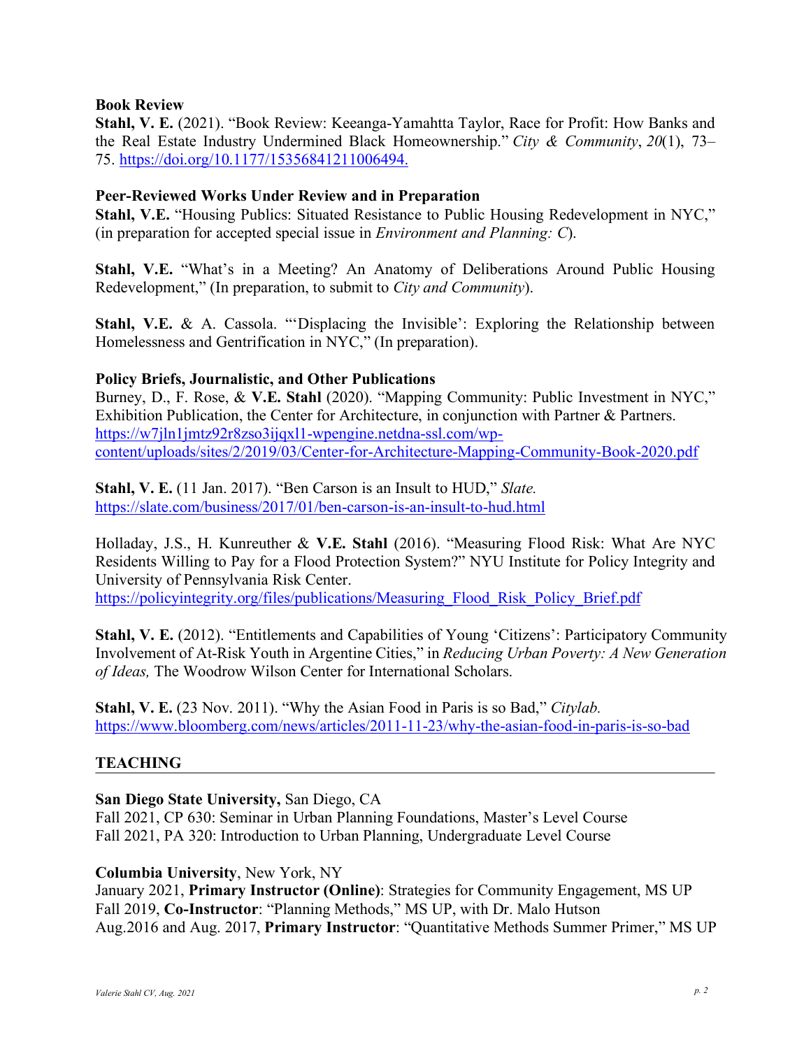### Book Review

**Stahl, V. E.** (2021). "Book Review: Keeanga-Yamahtta Taylor, Race for Profit: How Banks and the Real Estate Industry Undermined Black Homeownership." *City & Community*, *20*(1), 73–75. https://doi.org/10.1177/15356841211006494.

### Peer-Reviewed Works Under Review and in Preparation

**Stahl, V.E.** "Housing Publics: Situated Resistance to Public Housing Redevelopment in NYC," (in preparation for accepted special issue in *Environment and Planning: C*).

**Stahl, V.E.** "What's in a Meeting? An Anatomy of Deliberations Around Public Housing Redevelopment," (In preparation, to submit to *City and Community*).

**Stahl, V.E.** & A. Cassola. "'Displacing the Invisible': Exploring the Relationship between Homelessness and Gentrification in NYC," (In preparation).

### Policy Briefs, Journalistic, and Other Publications

Burney, D., F. Rose, & **V.E. Stahl** (2020). "Mapping Community: Public Investment in NYC," Exhibition Publication, the Center for Architecture, in conjunction with Partner & Partners. https://w7jln1jmtz92r8zso3ijqxl1-wpengine.netdna-ssl.com/wp-content/uploads/sites/2/2019/03/Center-for-Architecture-Mapping-Community-Book-2020.pdf

**Stahl, V. E.** (11 Jan. 2017). "Ben Carson is an Insult to HUD," *Slate.* https://slate.com/business/2017/01/ben-carson-is-an-insult-to-hud.html

Holladay, J.S., H. Kunreuther & **V.E. Stahl** (2016). "Measuring Flood Risk: What Are NYC Residents Willing to Pay for a Flood Protection System?" NYU Institute for Policy Integrity and University of Pennsylvania Risk Center. https://policyintegrity.org/files/publications/Measuring_Flood_Risk_Policy_Brief.pdf

**Stahl, V. E.** (2012). "Entitlements and Capabilities of Young 'Citizens': Participatory Community Involvement of At-Risk Youth in Argentine Cities," in *Reducing Urban Poverty: A New Generation of Ideas,* The Woodrow Wilson Center for International Scholars.

**Stahl, V. E.** (23 Nov. 2011). "Why the Asian Food in Paris is so Bad," *Citylab.* https://www.bloomberg.com/news/articles/2011-11-23/why-the-asian-food-in-paris-is-so-bad

## TEACHING

**San Diego State University,** San Diego, CA
Fall 2021, CP 630: Seminar in Urban Planning Foundations, Master's Level Course
Fall 2021, PA 320: Introduction to Urban Planning, Undergraduate Level Course

**Columbia University**, New York, NY
January 2021, **Primary Instructor (Online)**: Strategies for Community Engagement, MS UP
Fall 2019, **Co-Instructor**: "Planning Methods," MS UP, with Dr. Malo Hutson
Aug.2016 and Aug. 2017, **Primary Instructor**: "Quantitative Methods Summer Primer," MS UP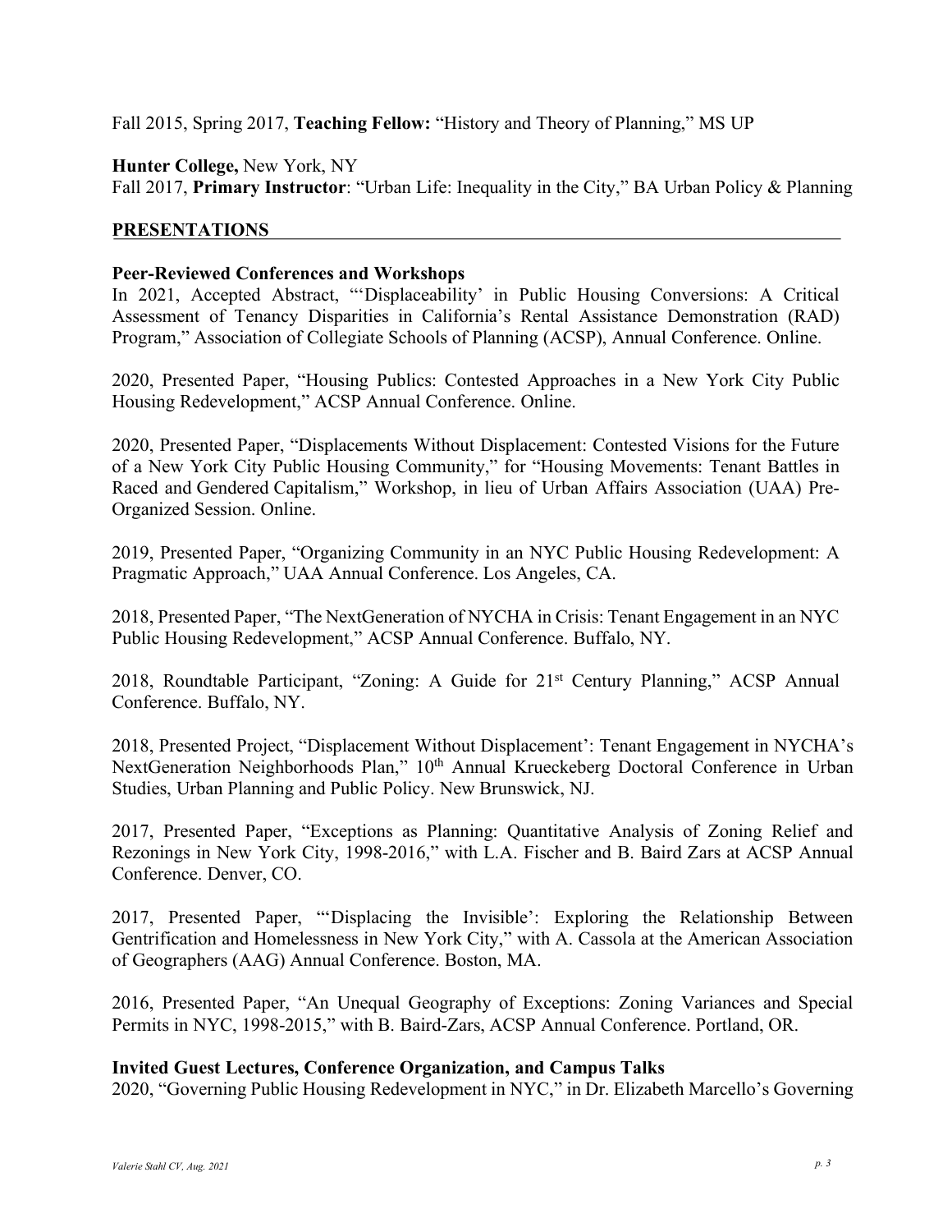Fall 2015, Spring 2017, **Teaching Fellow:** "History and Theory of Planning," MS UP

**Hunter College,** New York, NY
Fall 2017, **Primary Instructor**: "Urban Life: Inequality in the City," BA Urban Policy & Planning

## PRESENTATIONS

### Peer-Reviewed Conferences and Workshops

In 2021, Accepted Abstract, "'Displaceability' in Public Housing Conversions: A Critical Assessment of Tenancy Disparities in California's Rental Assistance Demonstration (RAD) Program," Association of Collegiate Schools of Planning (ACSP), Annual Conference. Online.

2020, Presented Paper, "Housing Publics: Contested Approaches in a New York City Public Housing Redevelopment," ACSP Annual Conference. Online.

2020, Presented Paper, "Displacements Without Displacement: Contested Visions for the Future of a New York City Public Housing Community," for "Housing Movements: Tenant Battles in Raced and Gendered Capitalism," Workshop, in lieu of Urban Affairs Association (UAA) Pre-Organized Session. Online.

2019, Presented Paper, "Organizing Community in an NYC Public Housing Redevelopment: A Pragmatic Approach," UAA Annual Conference. Los Angeles, CA.

2018, Presented Paper, "The NextGeneration of NYCHA in Crisis: Tenant Engagement in an NYC Public Housing Redevelopment," ACSP Annual Conference. Buffalo, NY.

2018, Roundtable Participant, "Zoning: A Guide for 21st Century Planning," ACSP Annual Conference. Buffalo, NY.

2018, Presented Project, "Displacement Without Displacement': Tenant Engagement in NYCHA's NextGeneration Neighborhoods Plan," 10th Annual Krueckeberg Doctoral Conference in Urban Studies, Urban Planning and Public Policy. New Brunswick, NJ.

2017, Presented Paper, "Exceptions as Planning: Quantitative Analysis of Zoning Relief and Rezonings in New York City, 1998-2016," with L.A. Fischer and B. Baird Zars at ACSP Annual Conference. Denver, CO.

2017, Presented Paper, "'Displacing the Invisible': Exploring the Relationship Between Gentrification and Homelessness in New York City," with A. Cassola at the American Association of Geographers (AAG) Annual Conference. Boston, MA.

2016, Presented Paper, "An Unequal Geography of Exceptions: Zoning Variances and Special Permits in NYC, 1998-2015," with B. Baird-Zars, ACSP Annual Conference. Portland, OR.

### Invited Guest Lectures, Conference Organization, and Campus Talks

2020, "Governing Public Housing Redevelopment in NYC," in Dr. Elizabeth Marcello's Governing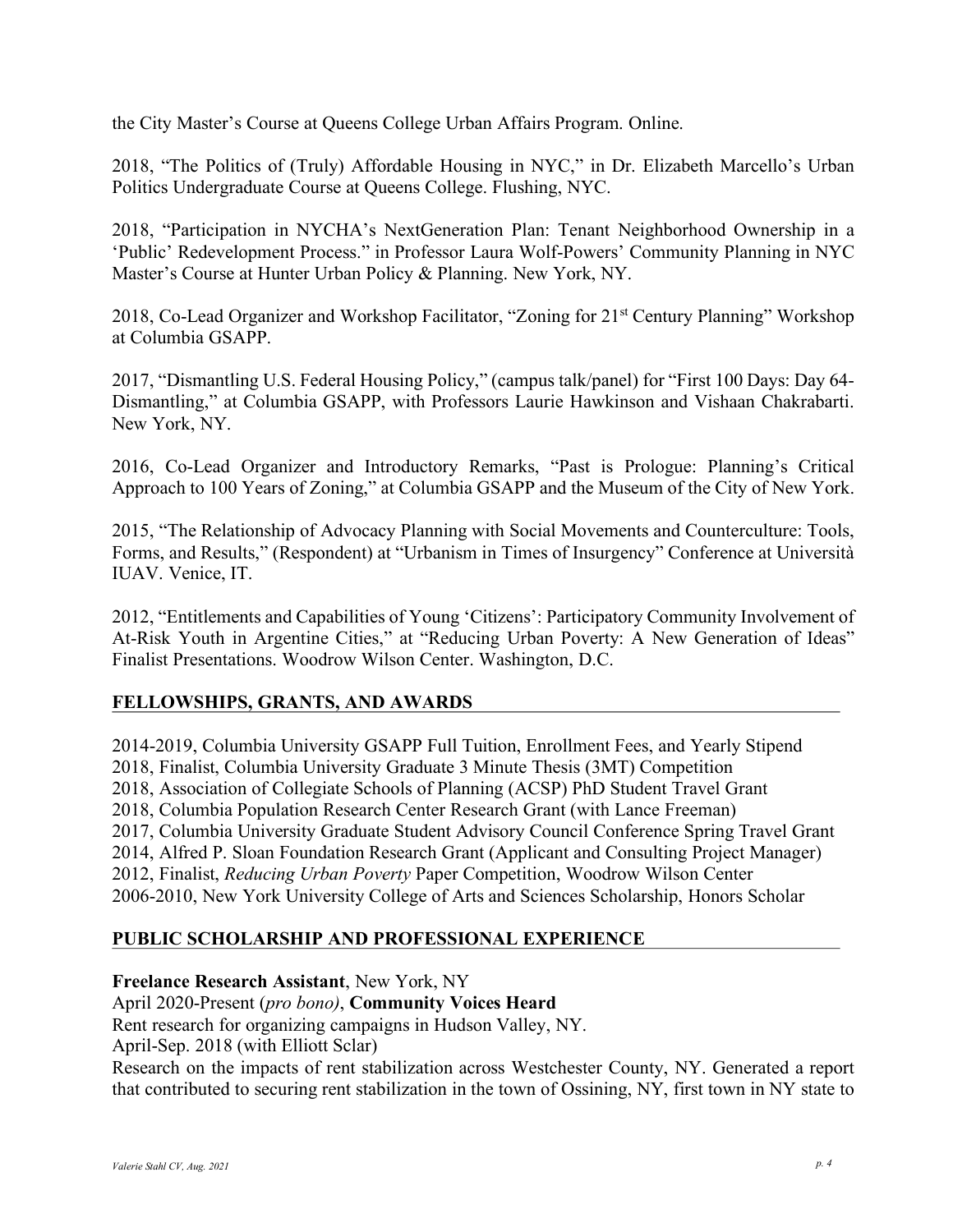the City Master's Course at Queens College Urban Affairs Program. Online.

2018, "The Politics of (Truly) Affordable Housing in NYC," in Dr. Elizabeth Marcello's Urban Politics Undergraduate Course at Queens College. Flushing, NYC.

2018, "Participation in NYCHA's NextGeneration Plan: Tenant Neighborhood Ownership in a 'Public' Redevelopment Process." in Professor Laura Wolf-Powers' Community Planning in NYC Master's Course at Hunter Urban Policy & Planning. New York, NY.

2018, Co-Lead Organizer and Workshop Facilitator, "Zoning for 21st Century Planning" Workshop at Columbia GSAPP.

2017, "Dismantling U.S. Federal Housing Policy," (campus talk/panel) for "First 100 Days: Day 64-Dismantling," at Columbia GSAPP, with Professors Laurie Hawkinson and Vishaan Chakrabarti. New York, NY.

2016, Co-Lead Organizer and Introductory Remarks, "Past is Prologue: Planning's Critical Approach to 100 Years of Zoning," at Columbia GSAPP and the Museum of the City of New York.

2015, "The Relationship of Advocacy Planning with Social Movements and Counterculture: Tools, Forms, and Results," (Respondent) at "Urbanism in Times of Insurgency" Conference at Università IUAV. Venice, IT.

2012, "Entitlements and Capabilities of Young 'Citizens': Participatory Community Involvement of At-Risk Youth in Argentine Cities," at "Reducing Urban Poverty: A New Generation of Ideas" Finalist Presentations. Woodrow Wilson Center. Washington, D.C.

## FELLOWSHIPS, GRANTS, AND AWARDS

2014-2019, Columbia University GSAPP Full Tuition, Enrollment Fees, and Yearly Stipend
2018, Finalist, Columbia University Graduate 3 Minute Thesis (3MT) Competition
2018, Association of Collegiate Schools of Planning (ACSP) PhD Student Travel Grant
2018, Columbia Population Research Center Research Grant (with Lance Freeman)
2017, Columbia University Graduate Student Advisory Council Conference Spring Travel Grant
2014, Alfred P. Sloan Foundation Research Grant (Applicant and Consulting Project Manager)
2012, Finalist, *Reducing Urban Poverty* Paper Competition, Woodrow Wilson Center
2006-2010, New York University College of Arts and Sciences Scholarship, Honors Scholar

## PUBLIC SCHOLARSHIP AND PROFESSIONAL EXPERIENCE

**Freelance Research Assistant**, New York, NY
April 2020-Present (*pro bono*), **Community Voices Heard**
Rent research for organizing campaigns in Hudson Valley, NY.
April-Sep. 2018 (with Elliott Sclar)
Research on the impacts of rent stabilization across Westchester County, NY. Generated a report that contributed to securing rent stabilization in the town of Ossining, NY, first town in NY state to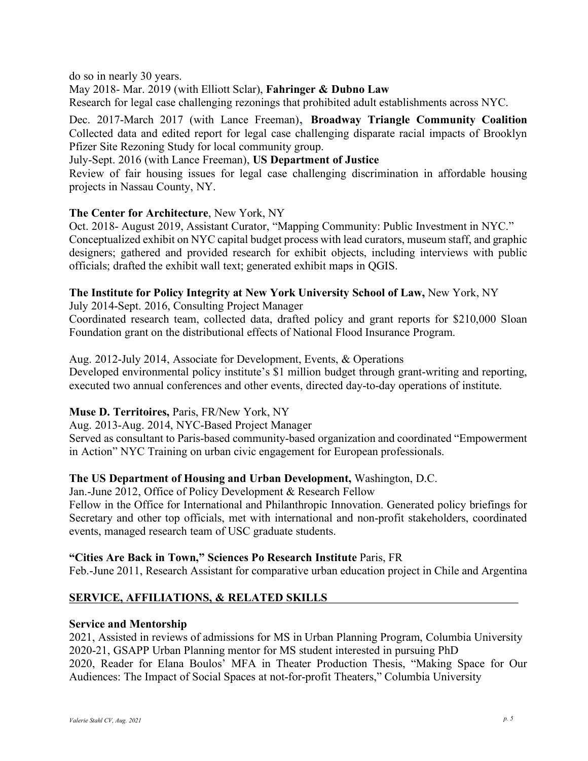do so in nearly 30 years.

May 2018- Mar. 2019 (with Elliott Sclar), **Fahringer & Dubno Law**
Research for legal case challenging rezonings that prohibited adult establishments across NYC.

Dec. 2017-March 2017 (with Lance Freeman), **Broadway Triangle Community Coalition**
Collected data and edited report for legal case challenging disparate racial impacts of Brooklyn Pfizer Site Rezoning Study for local community group.

July-Sept. 2016 (with Lance Freeman), **US Department of Justice**
Review of fair housing issues for legal case challenging discrimination in affordable housing projects in Nassau County, NY.

**The Center for Architecture**, New York, NY
Oct. 2018- August 2019, Assistant Curator, "Mapping Community: Public Investment in NYC."
Conceptualized exhibit on NYC capital budget process with lead curators, museum staff, and graphic designers; gathered and provided research for exhibit objects, including interviews with public officials; drafted the exhibit wall text; generated exhibit maps in QGIS.

**The Institute for Policy Integrity at New York University School of Law,** New York, NY
July 2014-Sept. 2016, Consulting Project Manager
Coordinated research team, collected data, drafted policy and grant reports for $210,000 Sloan Foundation grant on the distributional effects of National Flood Insurance Program.

Aug. 2012-July 2014, Associate for Development, Events, & Operations
Developed environmental policy institute's $1 million budget through grant-writing and reporting, executed two annual conferences and other events, directed day-to-day operations of institute.

**Muse D. Territoires,** Paris, FR/New York, NY
Aug. 2013-Aug. 2014, NYC-Based Project Manager
Served as consultant to Paris-based community-based organization and coordinated "Empowerment in Action" NYC Training on urban civic engagement for European professionals.

**The US Department of Housing and Urban Development,** Washington, D.C.
Jan.-June 2012, Office of Policy Development & Research Fellow
Fellow in the Office for International and Philanthropic Innovation. Generated policy briefings for Secretary and other top officials, met with international and non-profit stakeholders, coordinated events, managed research team of USC graduate students.

**"Cities Are Back in Town," Sciences Po Research Institute** Paris, FR
Feb.-June 2011, Research Assistant for comparative urban education project in Chile and Argentina

## SERVICE, AFFILIATIONS, & RELATED SKILLS

**Service and Mentorship**

2021, Assisted in reviews of admissions for MS in Urban Planning Program, Columbia University
2020-21, GSAPP Urban Planning mentor for MS student interested in pursuing PhD
2020, Reader for Elana Boulos' MFA in Theater Production Thesis, "Making Space for Our Audiences: The Impact of Social Spaces at not-for-profit Theaters," Columbia University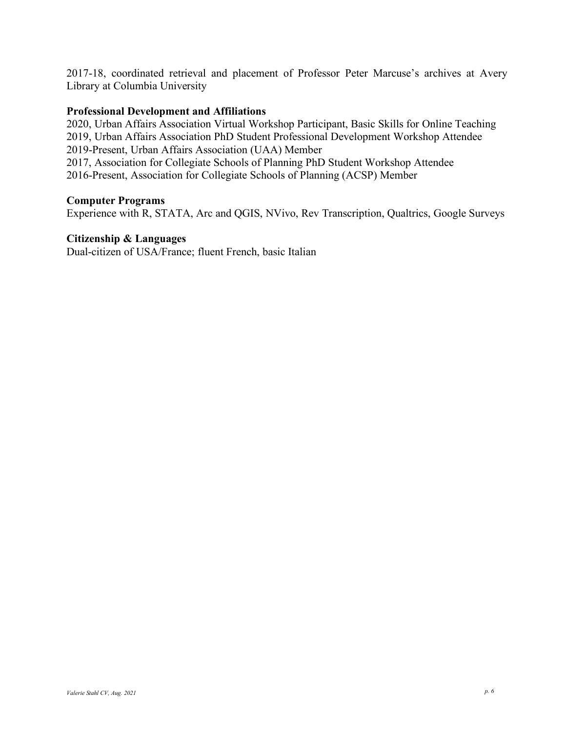2017-18, coordinated retrieval and placement of Professor Peter Marcuse's archives at Avery Library at Columbia University

**Professional Development and Affiliations**

2020, Urban Affairs Association Virtual Workshop Participant, Basic Skills for Online Teaching
2019, Urban Affairs Association PhD Student Professional Development Workshop Attendee
2019-Present, Urban Affairs Association (UAA) Member
2017, Association for Collegiate Schools of Planning PhD Student Workshop Attendee
2016-Present, Association for Collegiate Schools of Planning (ACSP) Member

**Computer Programs**

Experience with R, STATA, Arc and QGIS, NVivo, Rev Transcription, Qualtrics, Google Surveys

**Citizenship & Languages**

Dual-citizen of USA/France; fluent French, basic Italian